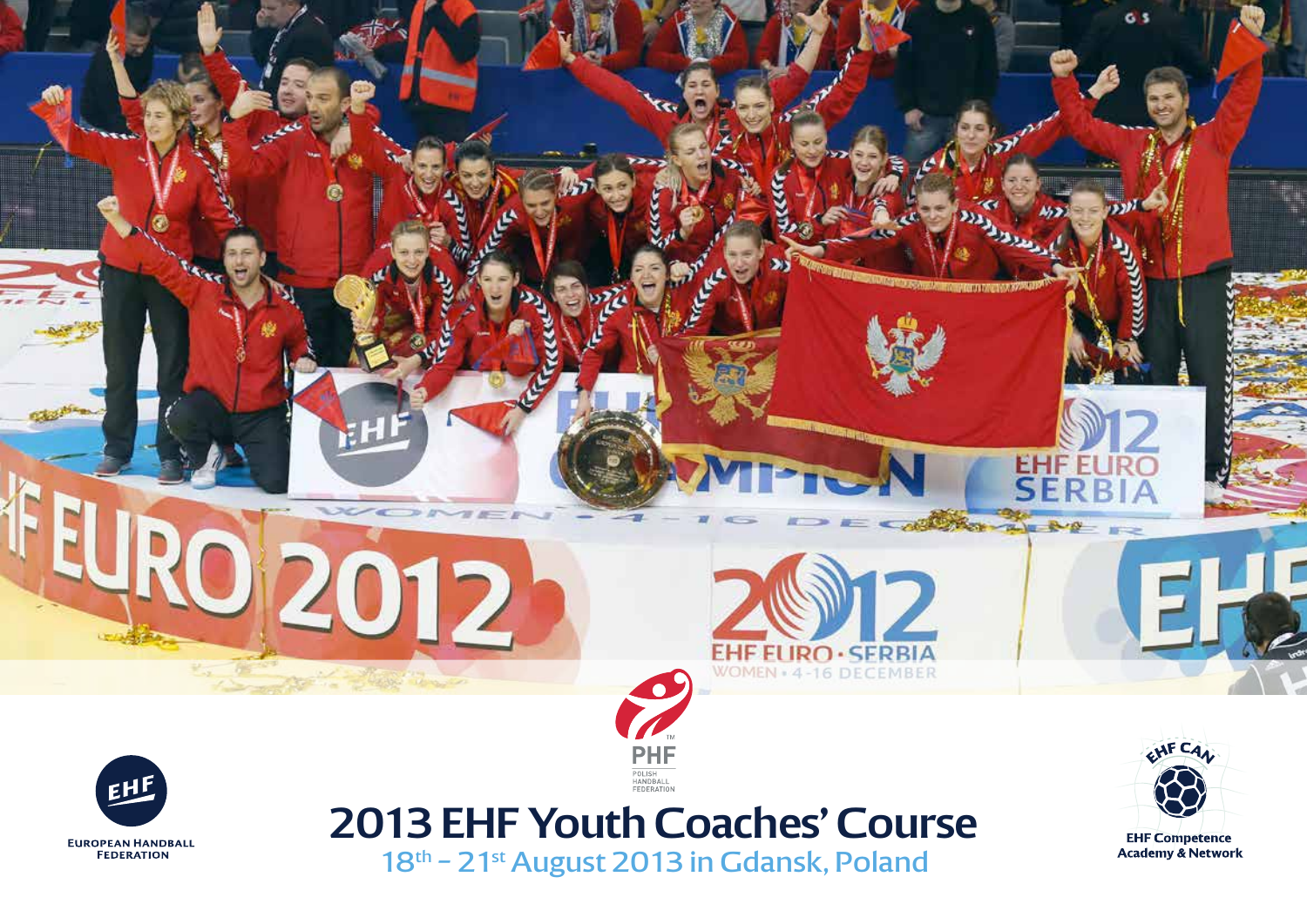EUROPEAN HANDBALL FEDERATION

PHF
POLISH HANDBALL FEDERATION

# 2013 EHF Youth Coaches' Course

18th – 21st August 2013 in Gdansk, Poland

EHF Competence Academy & Network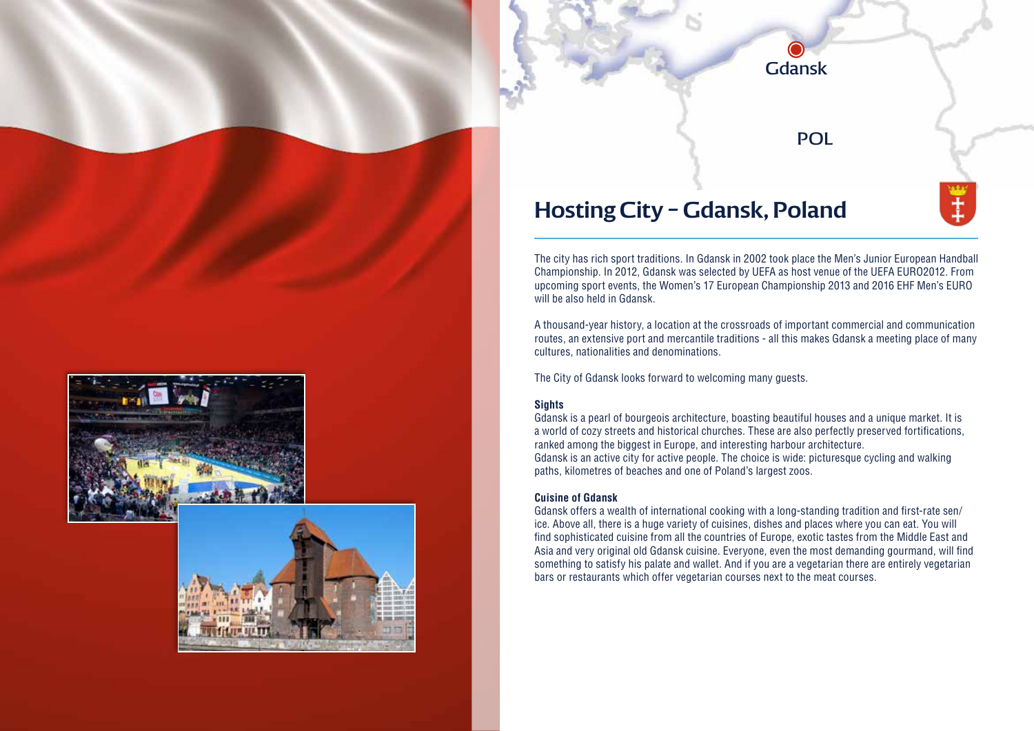# Hosting City – Gdansk, Poland

The city has rich sport traditions. In Gdansk in 2002 took place the Men's Junior European Handball Championship. In 2012, Gdansk was selected by UEFA as host venue of the UEFA EURO2012. From upcoming sport events, the Women's 17 European Championship 2013 and 2016 EHF Men's EURO will be also held in Gdansk.

A thousand-year history, a location at the crossroads of important commercial and communication routes, an extensive port and mercantile traditions - all this makes Gdansk a meeting place of many cultures, nationalities and denominations.

The City of Gdansk looks forward to welcoming many guests.

**Sights**

Gdansk is a pearl of bourgeois architecture, boasting beautiful houses and a unique market. It is a world of cozy streets and historical churches. These are also perfectly preserved fortifications, ranked among the biggest in Europe, and interesting harbour architecture.
Gdansk is an active city for active people. The choice is wide: picturesque cycling and walking paths, kilometres of beaches and one of Poland's largest zoos.

**Cuisine of Gdansk**

Gdansk offers a wealth of international cooking with a long-standing tradition and first-rate sen/ice. Above all, there is a huge variety of cuisines, dishes and places where you can eat. You will find sophisticated cuisine from all the countries of Europe, exotic tastes from the Middle East and Asia and very original old Gdansk cuisine. Everyone, even the most demanding gourmand, will find something to satisfy his palate and wallet. And if you are a vegetarian there are entirely vegetarian bars or restaurants which offer vegetarian courses next to the meat courses.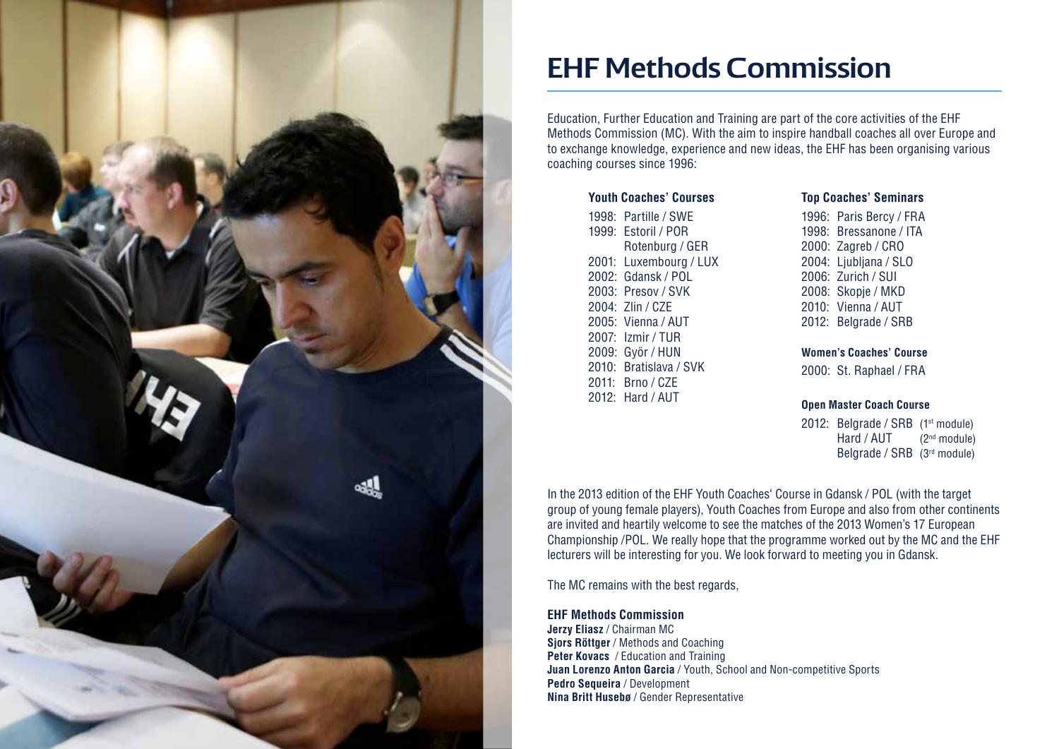# EHF Methods Commission

Education, Further Education and Training are part of the core activities of the EHF Methods Commission (MC). With the aim to inspire handball coaches all over Europe and to exchange knowledge, experience and new ideas, the EHF has been organising various coaching courses since 1996:

**Youth Coaches' Courses**

1998: Partille / SWE
1999: Estoril / POR
Rotenburg / GER
2001: Luxembourg / LUX
2002: Gdansk / POL
2003: Presov / SVK
2004: Zlin / CZE
2005: Vienna / AUT
2007: Izmir / TUR
2009: Györ / HUN
2010: Bratislava / SVK
2011: Brno / CZE
2012: Hard / AUT

**Top Coaches' Seminars**

1996: Paris Bercy / FRA
1998: Bressanone / ITA
2000: Zagreb / CRO
2004: Ljubljana / SLO
2006: Zurich / SUI
2008: Skopje / MKD
2010: Vienna / AUT
2012: Belgrade / SRB

**Women's Coaches' Course**

2000: St. Raphael / FRA

**Open Master Coach Course**

2012: Belgrade / SRB (1st module)
Hard / AUT (2nd module)
Belgrade / SRB (3rd module)

In the 2013 edition of the EHF Youth Coaches' Course in Gdansk / POL (with the target group of young female players), Youth Coaches from Europe and also from other continents are invited and heartily welcome to see the matches of the 2013 Women's 17 European Championship /POL. We really hope that the programme worked out by the MC and the EHF lecturers will be interesting for you. We look forward to meeting you in Gdansk.

The MC remains with the best regards,

**EHF Methods Commission**
**Jerzy Eliasz** / Chairman MC
**Sjors Röttger** / Methods and Coaching
**Peter Kovacs** / Education and Training
**Juan Lorenzo Anton Garcia** / Youth, School and Non-competitive Sports
**Pedro Sequeira** / Development
**Nina Britt Husebø** / Gender Representative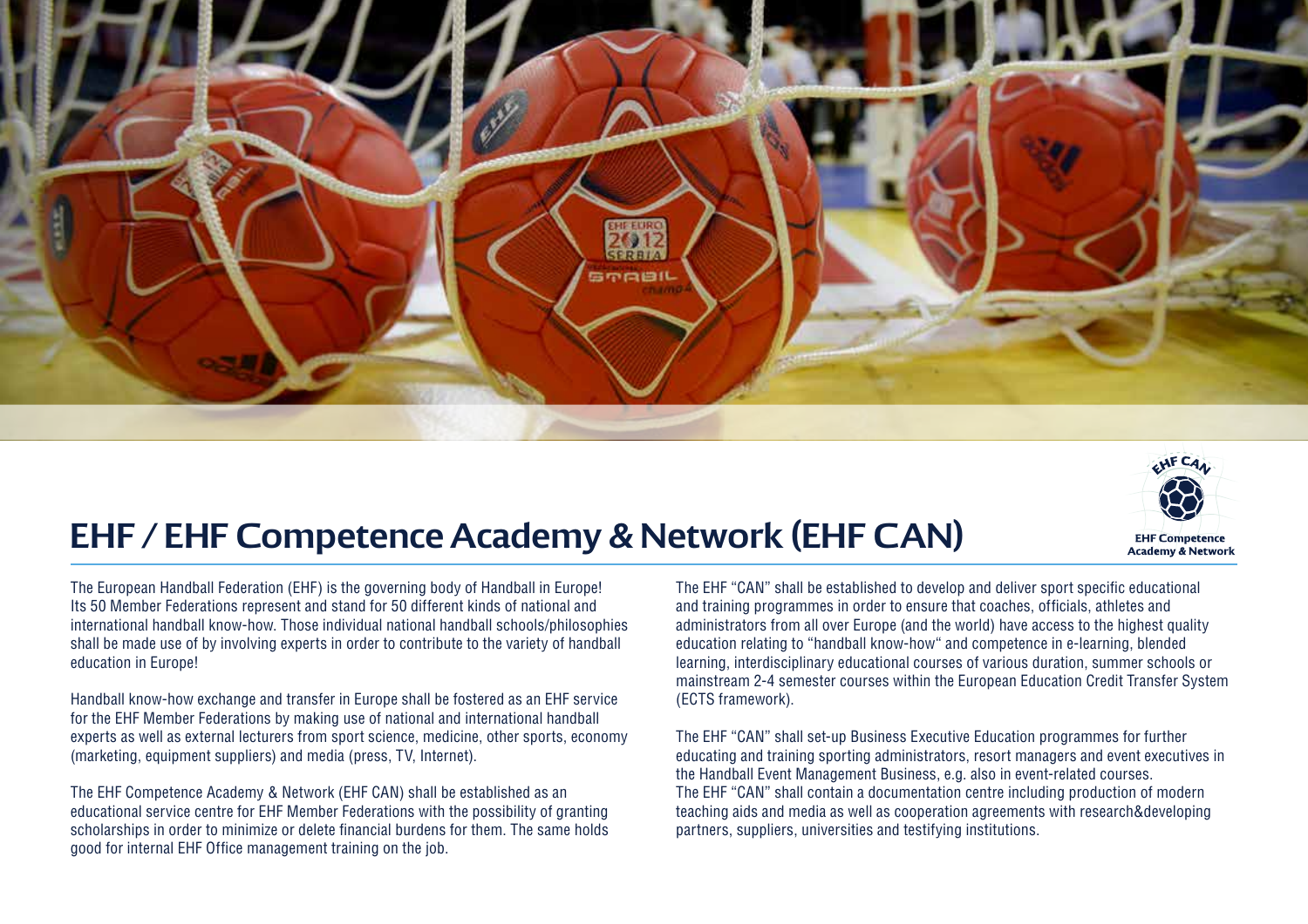# EHF / EHF Competence Academy & Network (EHF CAN)

The European Handball Federation (EHF) is the governing body of Handball in Europe! Its 50 Member Federations represent and stand for 50 different kinds of national and international handball know-how. Those individual national handball schools/philosophies shall be made use of by involving experts in order to contribute to the variety of handball education in Europe!

Handball know-how exchange and transfer in Europe shall be fostered as an EHF service for the EHF Member Federations by making use of national and international handball experts as well as external lecturers from sport science, medicine, other sports, economy (marketing, equipment suppliers) and media (press, TV, Internet).

The EHF Competence Academy & Network (EHF CAN) shall be established as an educational service centre for EHF Member Federations with the possibility of granting scholarships in order to minimize or delete financial burdens for them. The same holds good for internal EHF Office management training on the job.

The EHF "CAN" shall be established to develop and deliver sport specific educational and training programmes in order to ensure that coaches, officials, athletes and administrators from all over Europe (and the world) have access to the highest quality education relating to "handball know-how" and competence in e-learning, blended learning, interdisciplinary educational courses of various duration, summer schools or mainstream 2-4 semester courses within the European Education Credit Transfer System (ECTS framework).

The EHF "CAN" shall set-up Business Executive Education programmes for further educating and training sporting administrators, resort managers and event executives in the Handball Event Management Business, e.g. also in event-related courses.
The EHF "CAN" shall contain a documentation centre including production of modern teaching aids and media as well as cooperation agreements with research&developing partners, suppliers, universities and testifying institutions.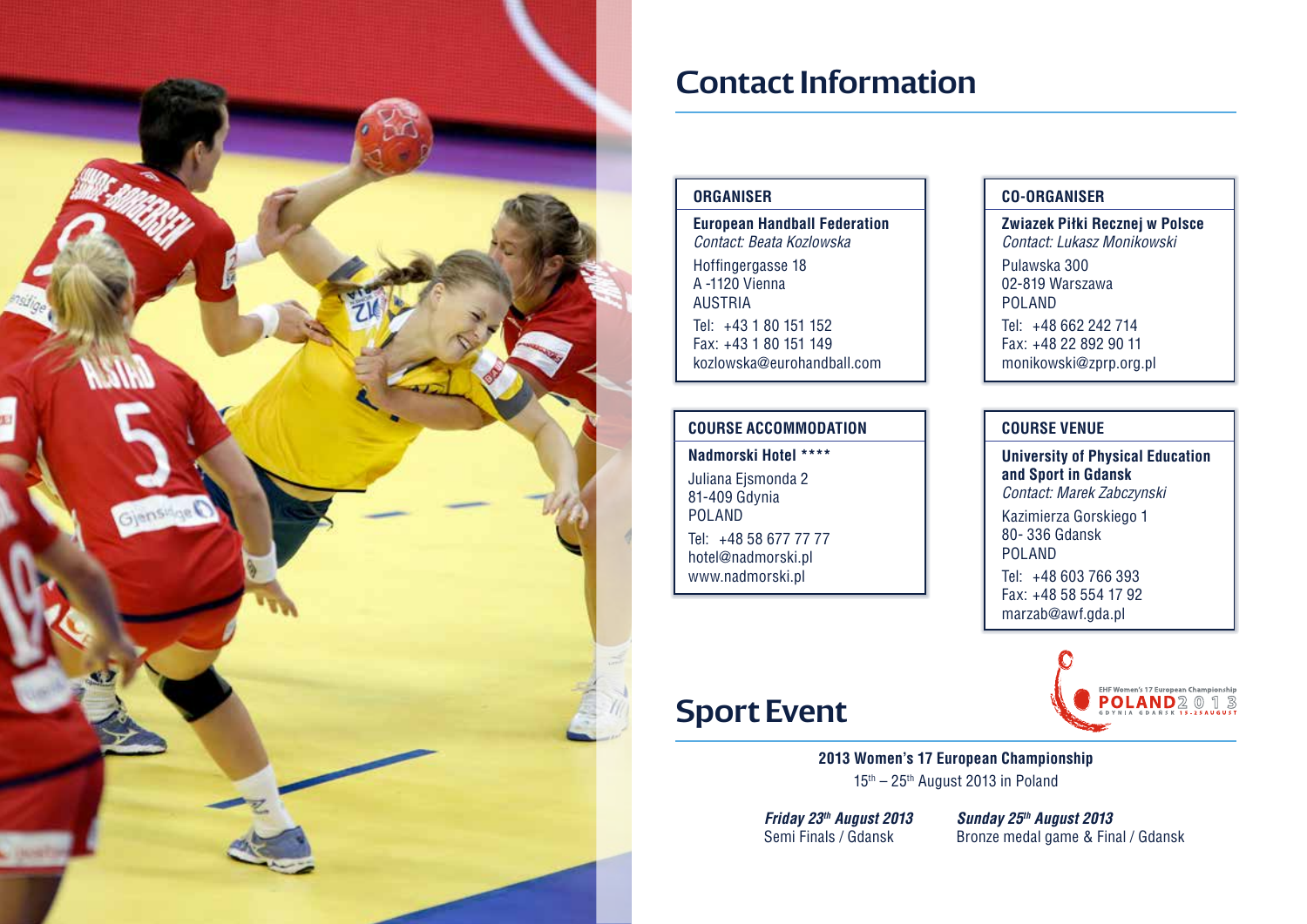# Contact Information

### ORGANISER

**European Handball Federation**
*Contact: Beata Kozlowska*

Hoffingergasse 18
A -1120 Vienna
AUSTRIA

Tel: +43 1 80 151 152
Fax: +43 1 80 151 149
kozlowska@eurohandball.com

### CO-ORGANISER

**Zwiazek Piłki Recznej w Polsce**
*Contact: Lukasz Monikowski*

Pulawska 300
02-819 Warszawa
POLAND

Tel: +48 662 242 714
Fax: +48 22 892 90 11
monikowski@zprp.org.pl

### COURSE ACCOMMODATION

**Nadmorski Hotel ****

Juliana Ejsmonda 2
81-409 Gdynia
POLAND

Tel: +48 58 677 77 77
hotel@nadmorski.pl
www.nadmorski.pl

### COURSE VENUE

**University of Physical Education and Sport in Gdansk**
*Contact: Marek Zabczynski*

Kazimierza Gorskiego 1
80- 336 Gdansk
POLAND

Tel: +48 603 766 393
Fax: +48 58 554 17 92
marzab@awf.gda.pl

# Sport Event

EHF Women's 17 European Championship POLAND 2013 GDYNIA GDANSK 15-25 AUGUST

**2013 Women's 17 European Championship**
15th – 25th August 2013 in Poland

***Friday 23th August 2013***
Semi Finals / Gdansk

***Sunday 25th August 2013***
Bronze medal game & Final / Gdansk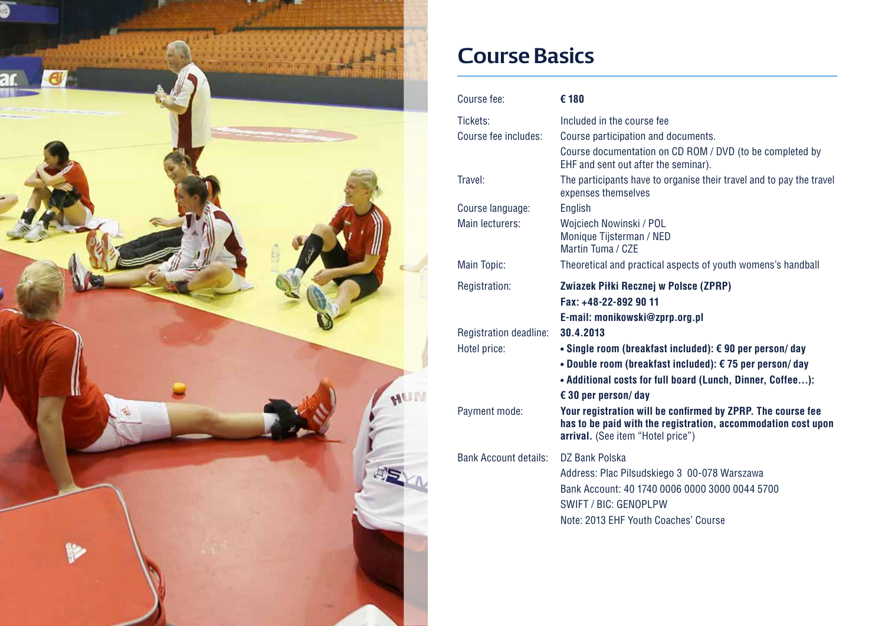# Course Basics

| | |
|---|---|
| Course fee: | **€ 180** |
| Tickets: | Included in the course fee |
| Course fee includes: | Course participation and documents.<br>Course documentation on CD ROM / DVD (to be completed by EHF and sent out after the seminar). |
| Travel: | The participants have to organise their travel and to pay the travel expenses themselves |
| Course language: | English |
| Main lecturers: | Wojciech Nowinski / POL<br>Monique Tijsterman / NED<br>Martin Tuma / CZE |
| Main Topic: | Theoretical and practical aspects of youth womens's handball |
| Registration: | **Zwiazek Piłki Recznej w Polsce (ZPRP)**<br>**Fax: +48-22-892 90 11**<br>**E-mail: monikowski@zprp.org.pl** |
| Registration deadline: | **30.4.2013** |
| Hotel price: | **• Single room (breakfast included): € 90 per person/ day**<br>**• Double room (breakfast included): € 75 per person/ day**<br>**• Additional costs for full board (Lunch, Dinner, Coffee…): € 30 per person/ day** |
| Payment mode: | **Your registration will be confirmed by ZPRP. The course fee has to be paid with the registration, accommodation cost upon arrival.** (See item "Hotel price") |
| Bank Account details: | DZ Bank Polska<br>Address: Plac Pilsudskiego 3 00-078 Warszawa<br>Bank Account: 40 1740 0006 0000 3000 0044 5700<br>SWIFT / BIC: GENOPLPW<br>Note: 2013 EHF Youth Coaches' Course |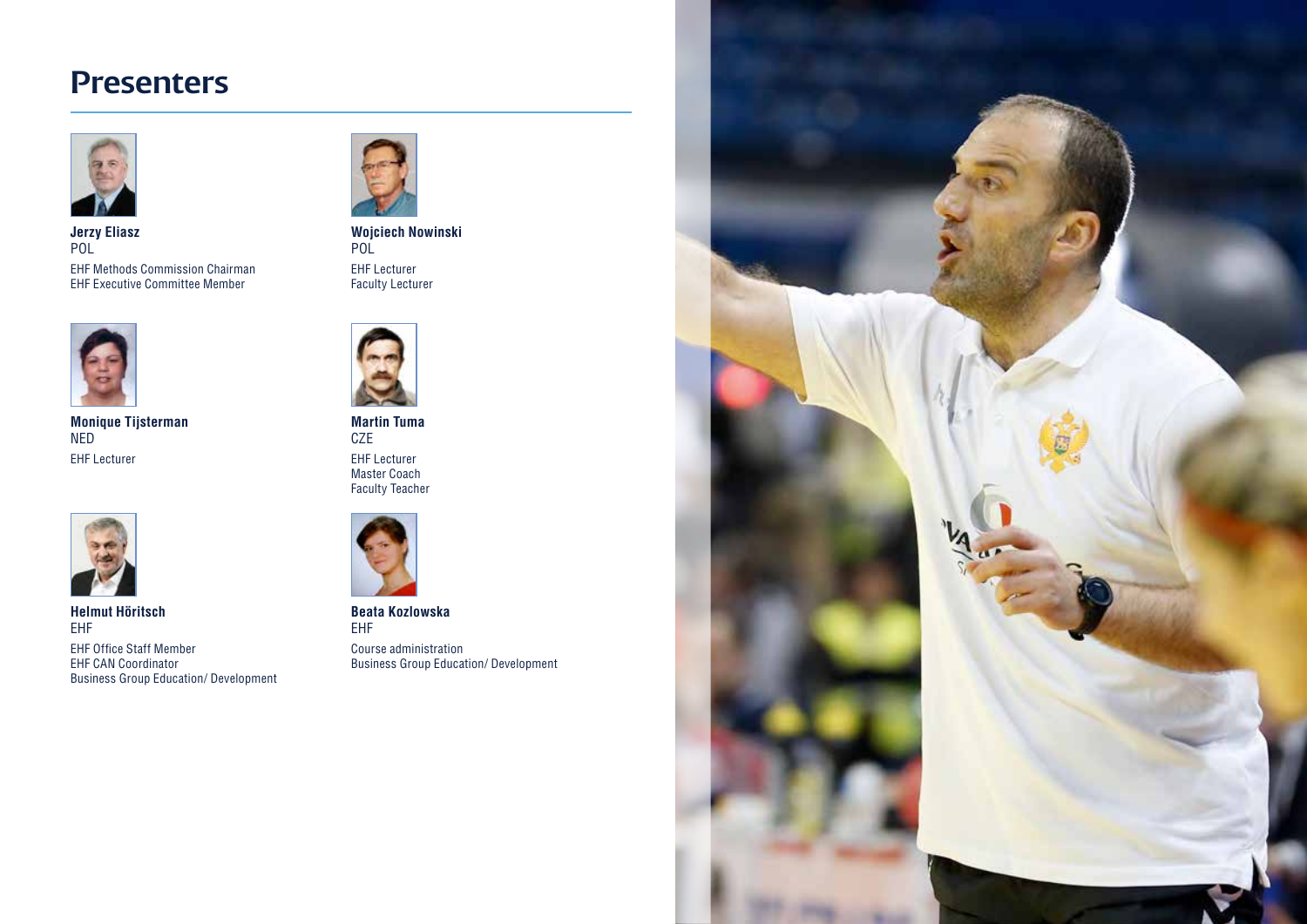# Presenters

**Jerzy Eliasz**
POL
EHF Methods Commission Chairman
EHF Executive Committee Member

**Wojciech Nowinski**
POL
EHF Lecturer
Faculty Lecturer

**Monique Tijsterman**
NED
EHF Lecturer

**Martin Tuma**
CZE
EHF Lecturer
Master Coach
Faculty Teacher

**Helmut Höritsch**
EHF
EHF Office Staff Member
EHF CAN Coordinator
Business Group Education/ Development

**Beata Kozlowska**
EHF
Course administration
Business Group Education/ Development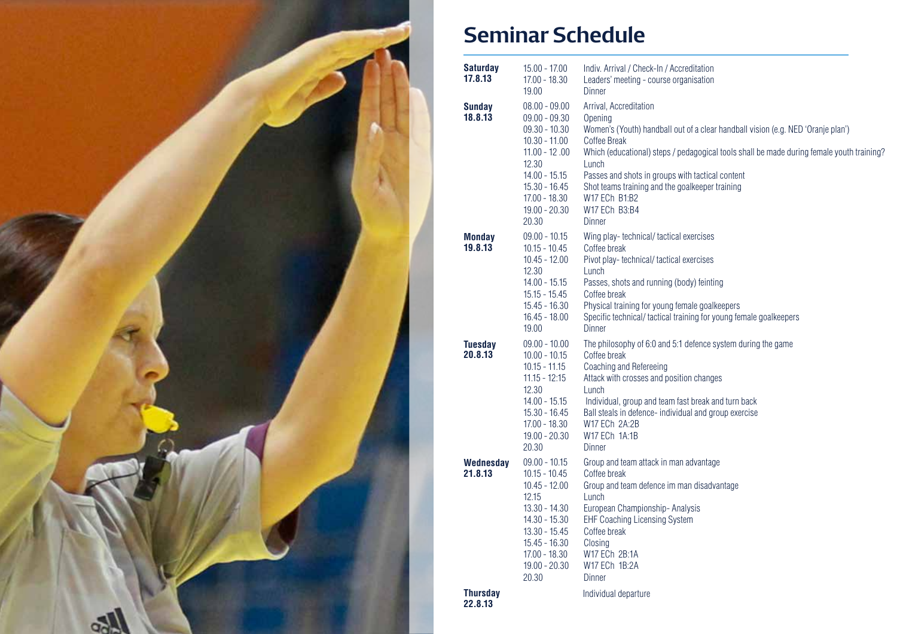# Seminar Schedule

| Day | Time | Session |
|---|---|---|
| **Saturday 17.8.13** | 15.00 - 17.00 | Indiv. Arrival / Check-In / Accreditation |
| | 17.00 - 18.30 | Leaders' meeting - course organisation |
| | 19.00 | Dinner |
| **Sunday 18.8.13** | 08.00 - 09.00 | Arrival, Accreditation |
| | 09.00 - 09.30 | Opening |
| | 09.30 - 10.30 | Women's (Youth) handball out of a clear handball vision (e.g. NED 'Oranje plan') |
| | 10.30 - 11.00 | Coffee Break |
| | 11.00 - 12 .00 | Which (educational) steps / pedagogical tools shall be made during female youth training? |
| | 12.30 | Lunch |
| | 14.00 - 15.15 | Passes and shots in groups with tactical content |
| | 15.30 - 16.45 | Shot teams training and the goalkeeper training |
| | 17.00 - 18.30 | W17 ECh B1:B2 |
| | 19.00 - 20.30 | W17 ECh B3:B4 |
| | 20.30 | Dinner |
| **Monday 19.8.13** | 09.00 - 10.15 | Wing play- technical/ tactical exercises |
| | 10.15 - 10.45 | Coffee break |
| | 10.45 - 12.00 | Pivot play- technical/ tactical exercises |
| | 12.30 | Lunch |
| | 14.00 - 15.15 | Passes, shots and running (body) feinting |
| | 15.15 - 15.45 | Coffee break |
| | 15.45 - 16.30 | Physical training for young female goalkeepers |
| | 16.45 - 18.00 | Specific technical/ tactical training for young female goalkeepers |
| | 19.00 | Dinner |
| **Tuesday 20.8.13** | 09.00 - 10.00 | The philosophy of 6:0 and 5:1 defence system during the game |
| | 10.00 - 10.15 | Coffee break |
| | 10.15 - 11.15 | Coaching and Refereeing |
| | 11.15 - 12:15 | Attack with crosses and position changes |
| | 12.30 | Lunch |
| | 14.00 - 15.15 | Individual, group and team fast break and turn back |
| | 15.30 - 16.45 | Ball steals in defence- individual and group exercise |
| | 17.00 - 18.30 | W17 ECh 2A:2B |
| | 19.00 - 20.30 | W17 ECh 1A:1B |
| | 20.30 | Dinner |
| **Wednesday 21.8.13** | 09.00 - 10.15 | Group and team attack in man advantage |
| | 10.15 - 10.45 | Coffee break |
| | 10.45 - 12.00 | Group and team defence im man disadvantage |
| | 12.15 | Lunch |
| | 13.30 - 14.30 | European Championship- Analysis |
| | 14.30 - 15.30 | EHF Coaching Licensing System |
| | 13.30 - 15.45 | Coffee break |
| | 15.45 - 16.30 | Closing |
| | 17.00 - 18.30 | W17 ECh 2B:1A |
| | 19.00 - 20.30 | W17 ECh 1B:2A |
| | 20.30 | Dinner |
| **Thursday 22.8.13** | | Individual departure |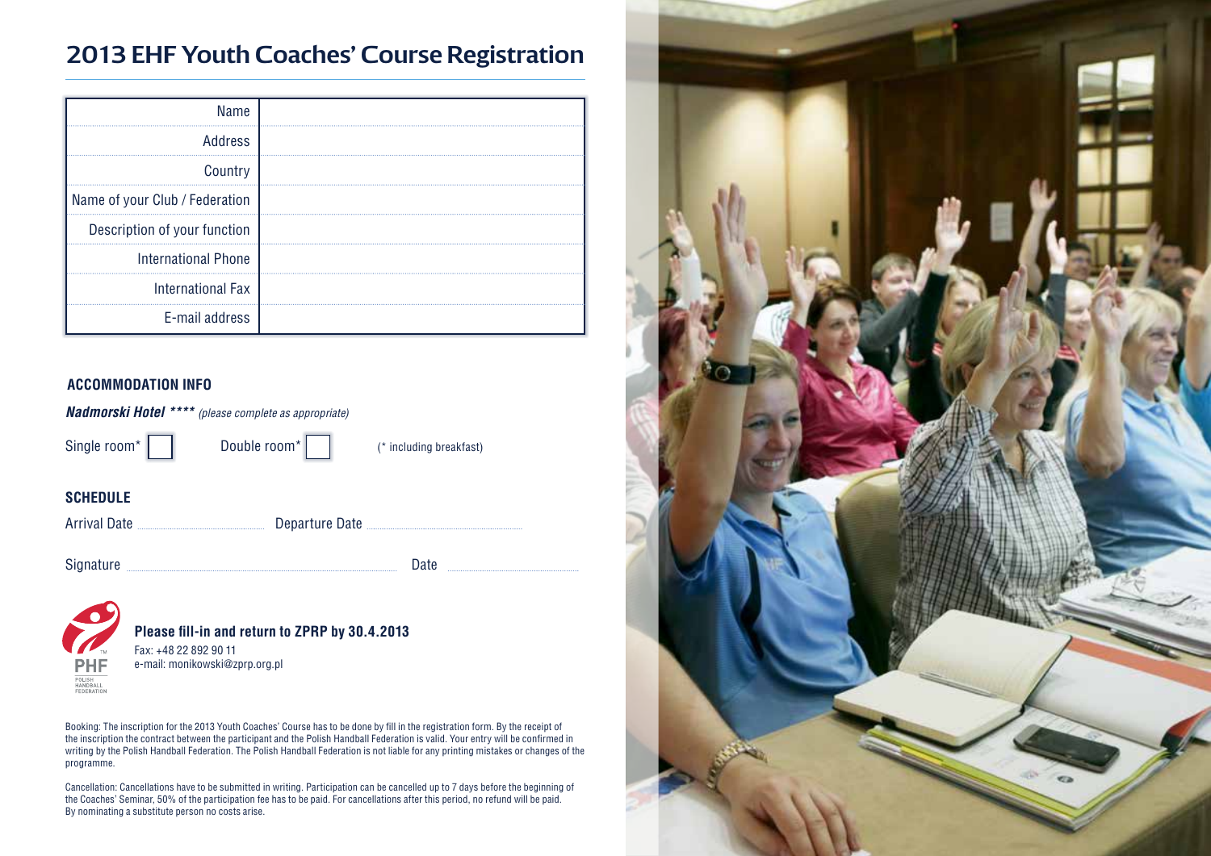# 2013 EHF Youth Coaches' Course Registration

| | |
|---|---|
| Name | |
| Address | |
| Country | |
| Name of your Club / Federation | |
| Description of your function | |
| International Phone | |
| International Fax | |
| E-mail address | |

### ACCOMMODATION INFO

***Nadmorski Hotel \*\*\*\**** *(please complete as appropriate)*

Single room* ☐ Double room* ☐ (* including breakfast)

### SCHEDULE

Arrival Date .................... Departure Date ....................

Signature .................... Date ....................

**Please fill-in and return to ZPRP by 30.4.2013**

Fax: +48 22 892 90 11
e-mail: monikowski@zprp.org.pl

PHF POLISH HANDBALL FEDERATION

Booking: The inscription for the 2013 Youth Coaches' Course has to be done by fill in the registration form. By the receipt of the inscription the contract between the participant and the Polish Handball Federation is valid. Your entry will be confirmed in writing by the Polish Handball Federation. The Polish Handball Federation is not liable for any printing mistakes or changes of the programme.

Cancellation: Cancellations have to be submitted in writing. Participation can be cancelled up to 7 days before the beginning of the Coaches' Seminar, 50% of the participation fee has to be paid. For cancellations after this period, no refund will be paid. By nominating a substitute person no costs arise.